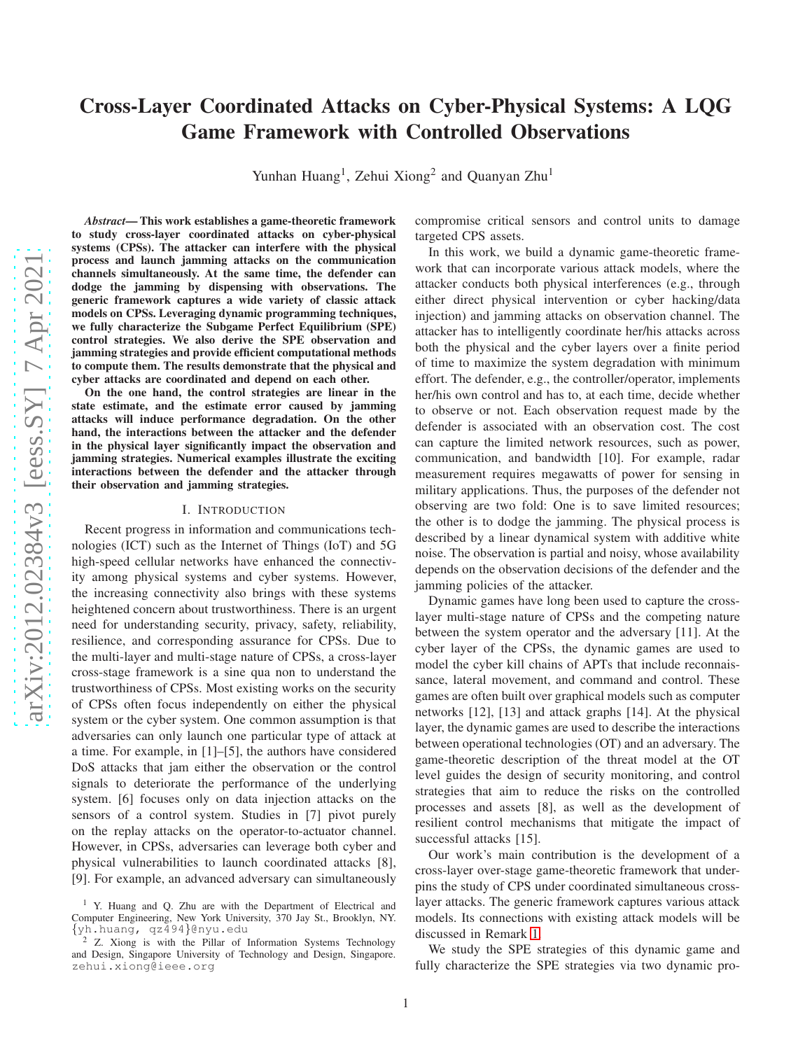# Cross-Layer Coordinated Attacks on Cyber-Physical Systems: A LQG Game Framework with Controlled Observations

Yunhan Huang[1], Zehui Xiong[2] and Quanyan Zhu[1]

***Abstract*— This work establishes a game-theoretic framework to study cross-layer coordinated attacks on cyber-physical systems (CPSs). The attacker can interfere with the physical process and launch jamming attacks on the communication channels simultaneously. At the same time, the defender can dodge the jamming by dispensing with observations. The generic framework captures a wide variety of classic attack models on CPSs. Leveraging dynamic programming techniques, we fully characterize the Subgame Perfect Equilibrium (SPE) control strategies. We also derive the SPE observation and jamming strategies and provide efficient computational methods to compute them. The results demonstrate that the physical and cyber attacks are coordinated and depend on each other.**

**On the one hand, the control strategies are linear in the state estimate, and the estimate error caused by jamming attacks will induce performance degradation. On the other hand, the interactions between the attacker and the defender in the physical layer significantly impact the observation and jamming strategies. Numerical examples illustrate the exciting interactions between the defender and the attacker through their observation and jamming strategies.**

## I. Introduction

Recent progress in information and communications technologies (ICT) such as the Internet of Things (IoT) and 5G high-speed cellular networks have enhanced the connectivity among physical systems and cyber systems. However, the increasing connectivity also brings with these systems heightened concern about trustworthiness. There is an urgent need for understanding security, privacy, safety, reliability, resilience, and corresponding assurance for CPSs. Due to the multi-layer and multi-stage nature of CPSs, a cross-layer cross-stage framework is a sine qua non to understand the trustworthiness of CPSs. Most existing works on the security of CPSs often focus independently on either the physical system or the cyber system. One common assumption is that adversaries can only launch one particular type of attack at a time. For example, in [1]–[5], the authors have considered DoS attacks that jam either the observation or the control signals to deteriorate the performance of the underlying system. [6] focuses only on data injection attacks on the sensors of a control system. Studies in [7] pivot purely on the replay attacks on the operator-to-actuator channel. However, in CPSs, adversaries can leverage both cyber and physical vulnerabilities to launch coordinated attacks [8], [9]. For example, an advanced adversary can simultaneously compromise critical sensors and control units to damage targeted CPS assets.

In this work, we build a dynamic game-theoretic framework that can incorporate various attack models, where the attacker conducts both physical interferences (e.g., through either direct physical intervention or cyber hacking/data injection) and jamming attacks on observation channel. The attacker has to intelligently coordinate her/his attacks across both the physical and the cyber layers over a finite period of time to maximize the system degradation with minimum effort. The defender, e.g., the controller/operator, implements her/his own control and has to, at each time, decide whether to observe or not. Each observation request made by the defender is associated with an observation cost. The cost can capture the limited network resources, such as power, communication, and bandwidth [10]. For example, radar measurement requires megawatts of power for sensing in military applications. Thus, the purposes of the defender not observing are two fold: One is to save limited resources; the other is to dodge the jamming. The physical process is described by a linear dynamical system with additive white noise. The observation is partial and noisy, whose availability depends on the observation decisions of the defender and the jamming policies of the attacker.

Dynamic games have long been used to capture the cross-layer multi-stage nature of CPSs and the competing nature between the system operator and the adversary [11]. At the cyber layer of the CPSs, the dynamic games are used to model the cyber kill chains of APTs that include reconnaissance, lateral movement, and command and control. These games are often built over graphical models such as computer networks [12], [13] and attack graphs [14]. At the physical layer, the dynamic games are used to describe the interactions between operational technologies (OT) and an adversary. The game-theoretic description of the threat model at the OT level guides the design of security monitoring, and control strategies that aim to reduce the risks on the controlled processes and assets [8], as well as the development of resilient control mechanisms that mitigate the impact of successful attacks [15].

Our work's main contribution is the development of a cross-layer over-stage game-theoretic framework that underpins the study of CPS under coordinated simultaneous cross-layer attacks. The generic framework captures various attack models. Its connections with existing attack models will be discussed in Remark 1.

We study the SPE strategies of this dynamic game and fully characterize the SPE strategies via two dynamic pro-

[1] Y. Huang and Q. Zhu are with the Department of Electrical and Computer Engineering, New York University, 370 Jay St., Brooklyn, NY. {yh.huang, qz494}@nyu.edu

[2] Z. Xiong is with the Pillar of Information Systems Technology and Design, Singapore University of Technology and Design, Singapore. zehui.xiong@ieee.org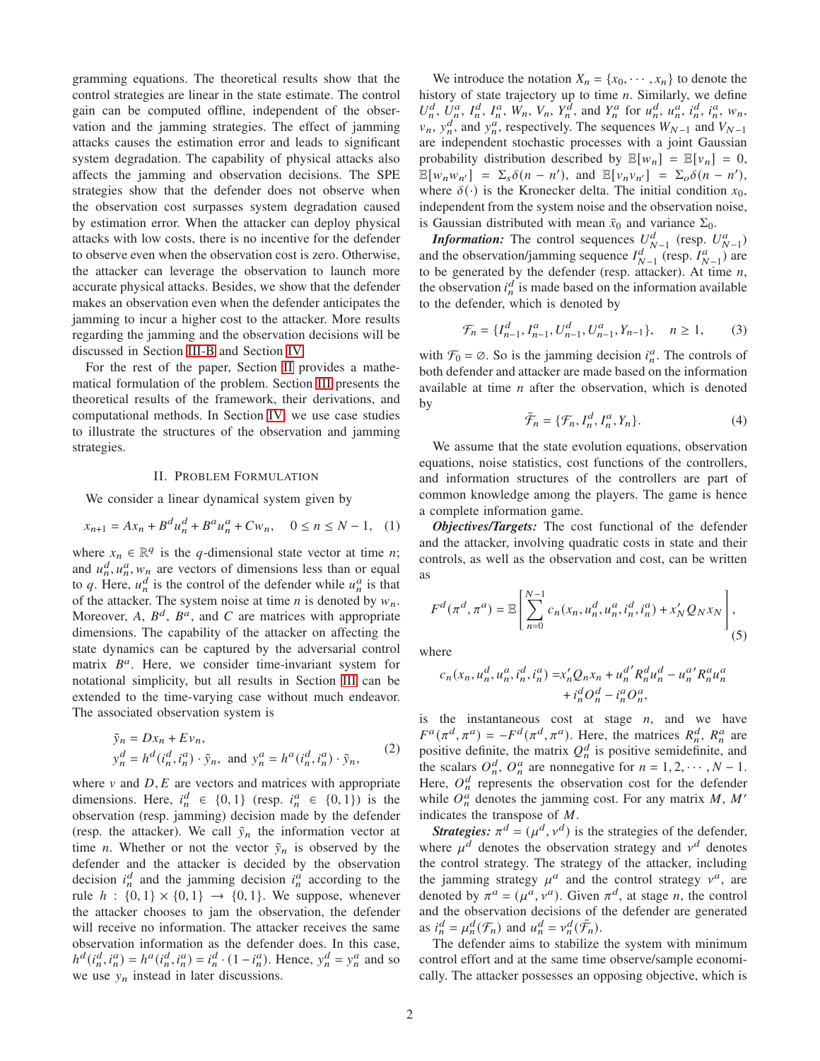gramming equations. The theoretical results show that the control strategies are linear in the state estimate. The control gain can be computed offline, independent of the observation and the jamming strategies. The effect of jamming attacks causes the estimation error and leads to significant system degradation. The capability of physical attacks also affects the jamming and observation decisions. The SPE strategies show that the defender does not observe when the observation cost surpasses system degradation caused by estimation error. When the attacker can deploy physical attacks with low costs, there is no incentive for the defender to observe even when the observation cost is zero. Otherwise, the attacker can leverage the observation to launch more accurate physical attacks. Besides, we show that the defender makes an observation even when the defender anticipates the jamming to incur a higher cost to the attacker. More results regarding the jamming and the observation decisions will be discussed in Section III-B and Section IV.

For the rest of the paper, Section II provides a mathematical formulation of the problem. Section III presents the theoretical results of the framework, their derivations, and computational methods. In Section IV, we use case studies to illustrate the structures of the observation and jamming strategies.

## II. Problem Formulation

We consider a linear dynamical system given by

$$x_{n+1} = Ax_n + B^d u_n^d + B^a u_n^a + Cw_n, \quad 0 \le n \le N-1, \quad (1)$$

where $x_n \in \mathbb{R}^q$ is the $q$-dimensional state vector at time $n$; and $u_n^d, u_n^a, w_n$ are vectors of dimensions less than or equal to $q$. Here, $u_n^d$ is the control of the defender while $u_n^a$ is that of the attacker. The system noise at time $n$ is denoted by $w_n$. Moreover, $A$, $B^d$, $B^a$, and $C$ are matrices with appropriate dimensions. The capability of the attacker on affecting the state dynamics can be captured by the adversarial control matrix $B^a$. Here, we consider time-invariant system for notational simplicity, but all results in Section III can be extended to the time-varying case without much endeavor. The associated observation system is

$$\begin{aligned} &\tilde{y}_n = Dx_n + Ev_n, \\ &y_n^d = h^d(i_n^d, i_n^a) \cdot \tilde{y}_n, \text{ and } y_n^a = h^a(i_n^d, i_n^a) \cdot \tilde{y}_n, \end{aligned} \quad (2)$$

where $v$ and $D, E$ are vectors and matrices with appropriate dimensions. Here, $i_n^d \in \{0,1\}$ (resp. $i_n^a \in \{0,1\}$) is the observation (resp. jamming) decision made by the defender (resp. the attacker). We call $\tilde{y}_n$ the information vector at time $n$. Whether or not the vector $\tilde{y}_n$ is observed by the defender and the attacker is decided by the observation decision $i_n^d$ and the jamming decision $i_n^a$ according to the rule $h : \{0,1\} \times \{0,1\} \to \{0,1\}$. We suppose, whenever the attacker chooses to jam the observation, the defender will receive no information. The attacker receives the same observation information as the defender does. In this case, $h^d(i_n^d, i_n^a) = h^a(i_n^d, i_n^a) = i_n^d \cdot (1 - i_n^a)$. Hence, $y_n^d = y_n^a$ and so we use $y_n$ instead in later discussions.

We introduce the notation $X_n = \{x_0, \cdots, x_n\}$ to denote the history of state trajectory up to time $n$. Similarly, we define $U_n^d$, $U_n^a$, $I_n^d$, $I_n^a$, $W_n$, $V_n$, $Y_n^d$, and $Y_n^a$ for $u_n^d$, $u_n^a$, $i_n^d$, $i_n^a$, $w_n$, $v_n$, $y_n^d$, and $y_n^a$, respectively. The sequences $W_{N-1}$ and $V_{N-1}$ are independent stochastic processes with a joint Gaussian probability distribution described by $\mathbb{E}[w_n] = \mathbb{E}[v_n] = 0$, $\mathbb{E}[w_n w_{n'}] = \Sigma_s \delta(n-n')$, and $\mathbb{E}[v_n v_{n'}] = \Sigma_o \delta(n-n')$, where $\delta(\cdot)$ is the Kronecker delta. The initial condition $x_0$, independent from the system noise and the observation noise, is Gaussian distributed with mean $\bar{x}_0$ and variance $\Sigma_0$.

***Information:*** The control sequences $U_{N-1}^d$ (resp. $U_{N-1}^a$) and the observation/jamming sequence $I_{N-1}^d$ (resp. $I_{N-1}^a$) are to be generated by the defender (resp. attacker). At time $n$, the observation $i_n^d$ is made based on the information available to the defender, which is denoted by

$$\mathcal{F}_n = \{I_{n-1}^d, I_{n-1}^a, U_{n-1}^d, U_{n-1}^a, Y_{n-1}\}, \quad n \ge 1, \quad (3)$$

with $\mathcal{F}_0 = \varnothing$. So is the jamming decision $i_n^a$. The controls of both defender and attacker are made based on the information available at time $n$ after the observation, which is denoted by

$$\bar{\mathcal{F}}_n = \{\mathcal{F}_n, I_n^d, I_n^a, Y_n\}. \quad (4)$$

We assume that the state evolution equations, observation equations, noise statistics, cost functions of the controllers, and information structures of the controllers are part of common knowledge among the players. The game is hence a complete information game.

***Objectives/Targets:*** The cost functional of the defender and the attacker, involving quadratic costs in state and their controls, as well as the observation and cost, can be written as

$$F^d(\pi^d, \pi^a) = \mathbb{E}\left[\sum_{n=0}^{N-1} c_n(x_n, u_n^d, u_n^a, i_n^d, i_n^a) + x_N' Q_N x_N\right], \quad (5)$$

where

$$\begin{aligned} c_n(x_n, u_n^d, u_n^a, i_n^d, i_n^a) =& x_n' Q_n x_n + u_n^{d\prime} R_n^d u_n^d - u_n^{a\prime} R_n^a u_n^a \\ &+ i_n^d O_n^d - i_n^a O_n^a, \end{aligned}$$

is the instantaneous cost at stage $n$, and we have $F^a(\pi^d, \pi^a) = -F^d(\pi^d, \pi^a)$. Here, the matrices $R_n^d$, $R_n^a$ are positive definite, the matrix $Q_n^d$ is positive semidefinite, and the scalars $O_n^d$, $O_n^a$ are nonnegative for $n = 1, 2, \cdots, N-1$. Here, $O_n^d$ represents the observation cost for the defender while $O_n^a$ denotes the jamming cost. For any matrix $M$, $M'$ indicates the transpose of $M$.

***Strategies:*** $\pi^d = (\mu^d, \nu^d)$ is the strategies of the defender, where $\mu^d$ denotes the observation strategy and $\nu^d$ denotes the control strategy. The strategy of the attacker, including the jamming strategy $\mu^a$ and the control strategy $\nu^a$, are denoted by $\pi^a = (\mu^a, \nu^a)$. Given $\pi^d$, at stage $n$, the control and the observation decisions of the defender are generated as $i_n^d = \mu_n^d(\mathcal{F}_n)$ and $u_n^d = \nu_n^d(\bar{\mathcal{F}}_n)$.

The defender aims to stabilize the system with minimum control effort and at the same time observe/sample economically. The attacker possesses an opposing objective, which is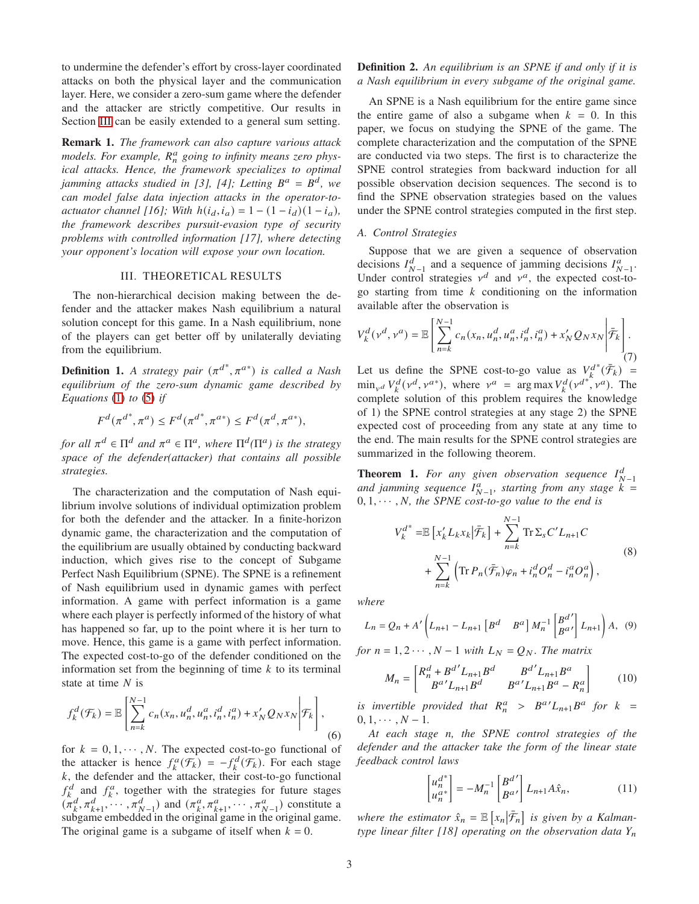to undermine the defender's effort by cross-layer coordinated attacks on both the physical layer and the communication layer. Here, we consider a zero-sum game where the defender and the attacker are strictly competitive. Our results in Section III can be easily extended to a general sum setting.

**Remark 1.** *The framework can also capture various attack models. For example, $R^a_n$ going to infinity means zero physical attacks. Hence, the framework specializes to optimal jamming attacks studied in [3], [4]; Letting $B^a = B^d$, we can model false data injection attacks in the operator-to-actuator channel [16]; With $h(i_d, i_a) = 1 - (1 - i_d)(1 - i_a)$, the framework describes pursuit-evasion type of security problems with controlled information [17], where detecting your opponent's location will expose your own location.*

## III. Theoretical Results

The non-hierarchical decision making between the defender and the attacker makes Nash equilibrium a natural solution concept for this game. In a Nash equilibrium, none of the players can get better off by unilaterally deviating from the equilibrium.

**Definition 1.** *A strategy pair $(\pi^{d^*}, \pi^{a^*})$ is called a Nash equilibrium of the zero-sum dynamic game described by Equations (1) to (5) if*

$$F^d(\pi^{d^*}, \pi^a) \leq F^d(\pi^{d^*}, \pi^{a^*}) \leq F^d(\pi^d, \pi^{a^*}),$$

*for all $\pi^d \in \Pi^d$ and $\pi^a \in \Pi^a$, where $\Pi^d(\Pi^a)$ is the strategy space of the defender(attacker) that contains all possible strategies.*

The characterization and the computation of Nash equilibrium involve solutions of individual optimization problem for both the defender and the attacker. In a finite-horizon dynamic game, the characterization and the computation of the equilibrium are usually obtained by conducting backward induction, which gives rise to the concept of Subgame Perfect Nash Equilibrium (SPNE). The SPNE is a refinement of Nash equilibrium used in dynamic games with perfect information. A game with perfect information is a game where each player is perfectly informed of the history of what has happened so far, up to the point where it is her turn to move. Hence, this game is a game with perfect information. The expected cost-to-go of the defender conditioned on the information set from the beginning of time $k$ to its terminal state at time $N$ is

$$f^d_k(\mathcal{F}_k) = \mathbb{E}\left[\sum_{n=k}^{N-1} c_n(x_n, u^d_n, u^a_n, i^d_n, i^a_n) + x'_N Q_N x_N \middle| \mathcal{F}_k\right], \tag{6}$$

for $k = 0, 1, \cdots, N$. The expected cost-to-go functional of the attacker is hence $f^a_k(\mathcal{F}_k) = -f^d_k(\mathcal{F}_k)$. For each stage $k$, the defender and the attacker, their cost-to-go functional $f^d_k$ and $f^a_k$, together with the strategies for future stages $(\pi^d_k, \pi^d_{k+1}, \cdots, \pi^d_{N-1})$ and $(\pi^a_k, \pi^a_{k+1}, \cdots, \pi^a_{N-1})$ constitute a subgame embedded in the original game in the original game. The original game is a subgame of itself when $k = 0$.

**Definition 2.** *An equilibrium is an SPNE if and only if it is a Nash equilibrium in every subgame of the original game.*

An SPNE is a Nash equilibrium for the entire game since the entire game of also a subgame when $k = 0$. In this paper, we focus on studying the SPNE of the game. The complete characterization and the computation of the SPNE are conducted via two steps. The first is to characterize the SPNE control strategies from backward induction for all possible observation decision sequences. The second is to find the SPNE observation strategies based on the values under the SPNE control strategies computed in the first step.

### A. Control Strategies

Suppose that we are given a sequence of observation decisions $I^d_{N-1}$ and a sequence of jamming decisions $I^a_{N-1}$. Under control strategies $\nu^d$ and $\nu^a$, the expected cost-to-go starting from time $k$ conditioning on the information available after the observation is

$$V^d_k(\nu^d, \nu^a) = \mathbb{E}\left[\sum_{n=k}^{N-1} c_n(x_n, u^d_n, u^a_n, i^d_n, i^a_n) + x'_N Q_N x_N \middle| \bar{\mathcal{F}}_k\right]. \tag{7}$$

Let us define the SPNE cost-to-go value as $V^{d^*}_k(\bar{\mathcal{F}}_k) = \min_{\nu^d} V^d_k(\nu^d, \nu^{a*})$, where $\nu^a = \arg\max V^d_k(\nu^{d^*}, \nu^a)$. The complete solution of this problem requires the knowledge of 1) the SPNE control strategies at any stage 2) the SPNE expected cost of proceeding from any state at any time to the end. The main results for the SPNE control strategies are summarized in the following theorem.

**Theorem 1.** *For any given observation sequence $I^d_{N-1}$ and jamming sequence $I^a_{N-1}$, starting from any stage $k = 0, 1, \cdots, N$, the SPNE cost-to-go value to the end is*

$$\begin{aligned} V^{d^*}_k =& \mathbb{E}\left[x'_k L_k x_k \middle| \bar{\mathcal{F}}_k\right] + \sum_{n=k}^{N-1} \operatorname{Tr} \Sigma_s C' L_{n+1} C \\ &+ \sum_{n=k}^{N-1} \left(\operatorname{Tr} P_n(\bar{\mathcal{F}}_n)\varphi_n + i^d_n O^d_n - i^a_n O^a_n\right), \end{aligned} \tag{8}$$

*where*

$$L_n = Q_n + A'\left(L_{n+1} - L_{n+1}\begin{bmatrix} B^d & B^a \end{bmatrix} M_n^{-1} \begin{bmatrix} B^{d\prime} \\ B^{a\prime} \end{bmatrix} L_{n+1}\right) A, \tag{9}$$

*for $n = 1, 2 \cdots, N-1$ with $L_N = Q_N$. The matrix*

$$M_n = \begin{bmatrix} R^d_n + B^{d\prime} L_{n+1} B^d & B^{d\prime} L_{n+1} B^a \\ B^{a\prime} L_{n+1} B^d & B^{a\prime} L_{n+1} B^a - R^a_n \end{bmatrix} \tag{10}$$

*is invertible provided that $R^a_n > B^{a\prime} L_{n+1} B^a$ for $k = 0, 1, \cdots, N-1$.*

*At each stage $n$, the SPNE control strategies of the defender and the attacker take the form of the linear state feedback control laws*

$$\begin{bmatrix} u^{d^*}_n \\ u^{a^*}_n \end{bmatrix} = -M_n^{-1} \begin{bmatrix} B^{d\prime} \\ B^{a\prime} \end{bmatrix} L_{n+1} A \hat{x}_n, \tag{11}$$

*where the estimator $\hat{x}_n = \mathbb{E}\left[x_n \middle| \bar{\mathcal{F}}_n\right]$ is given by a Kalman-type linear filter [18] operating on the observation data $Y_n$*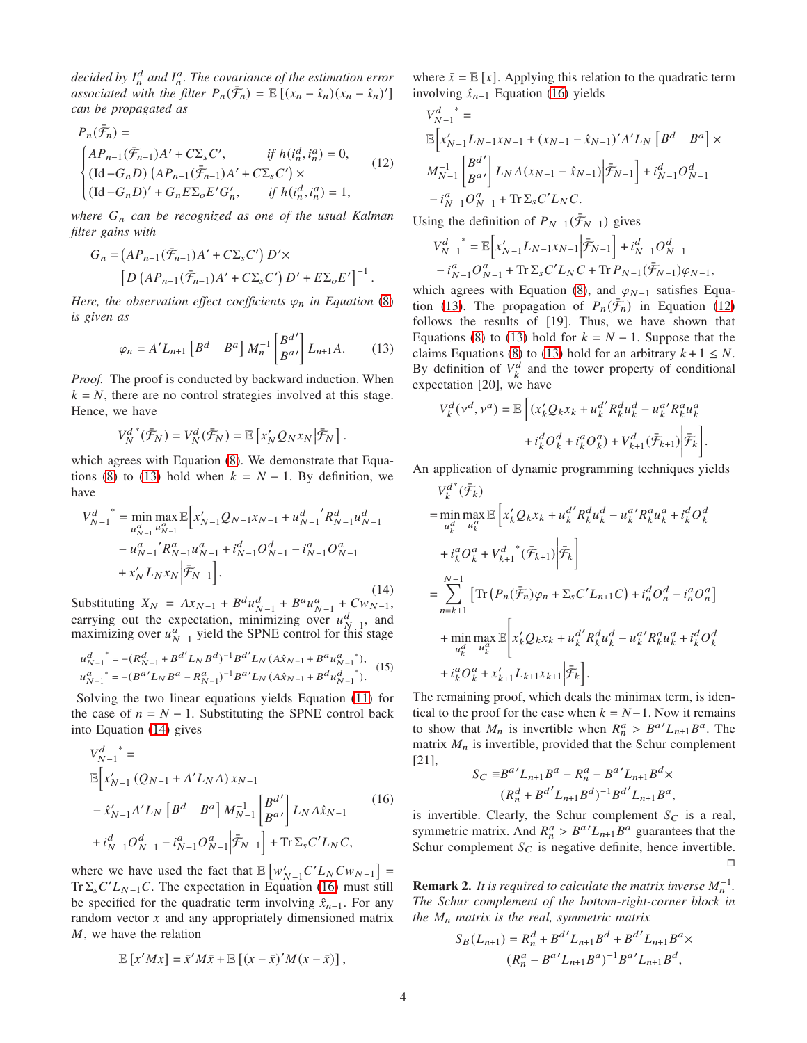*decided by $I_n^d$ and $I_n^a$. The covariance of the estimation error associated with the filter $P_n(\bar{\mathcal{F}}_n) = \mathbb{E}\left[(x_n - \hat{x}_n)(x_n - \hat{x}_n)'\right]$ can be propagated as*

$$
P_n(\bar{\mathcal{F}}_n) =
\begin{cases}
AP_{n-1}(\bar{\mathcal{F}}_{n-1})A' + C\Sigma_s C', & \text{if } h(i_n^d, i_n^a) = 0, \\
(\mathrm{Id} - G_n D)\left(AP_{n-1}(\bar{\mathcal{F}}_{n-1})A' + C\Sigma_s C'\right)\times \\
(\mathrm{Id} - G_n D)' + G_n E\Sigma_o E' G_n', & \text{if } h(i_n^d, i_n^a) = 1,
\end{cases}
\tag{12}
$$

*where $G_n$ can be recognized as one of the usual Kalman filter gains with*

$$
G_n = \left(AP_{n-1}(\bar{\mathcal{F}}_{n-1})A' + C\Sigma_s C'\right) D' \times \left[D\left(AP_{n-1}(\bar{\mathcal{F}}_{n-1})A' + C\Sigma_s C'\right)D' + E\Sigma_o E'\right]^{-1}.
$$

*Here, the observation effect coefficients $\varphi_n$ in Equation (8) is given as*

$$
\varphi_n = A' L_{n+1} \begin{bmatrix} B^d & B^a \end{bmatrix} M_n^{-1} \begin{bmatrix} B^{d\prime} \\ B^{a\prime} \end{bmatrix} L_{n+1} A. \tag{13}
$$

*Proof.* The proof is conducted by backward induction. When $k = N$, there are no control strategies involved at this stage. Hence, we have

$$
V_N^{d\,*}(\bar{\mathcal{F}}_N) = V_N^d(\bar{\mathcal{F}}_N) = \mathbb{E}\left[x_N' Q_N x_N \middle| \bar{\mathcal{F}}_N\right].
$$

which agrees with Equation (8). We demonstrate that Equations (8) to (13) hold when $k = N-1$. By definition, we have

$$
\begin{aligned}
V_{N-1}^{d\;*} = \min_{u_{N-1}^d} \max_{u_{N-1}^a} \mathbb{E}\Big[& x_{N-1}' Q_{N-1} x_{N-1} + u_{N-1}^{d}{}' R_{N-1}^d u_{N-1}^d \\
& - u_{N-1}^{a}{}' R_{N-1}^a u_{N-1}^a + i_{N-1}^d O_{N-1}^d - i_{N-1}^a O_{N-1}^a \\
& + x_N' L_N x_N \Big| \bar{\mathcal{F}}_{N-1}\Big].
\end{aligned}
\tag{14}
$$

Substituting $X_N = Ax_{N-1} + B^d u_{N-1}^d + B^a u_{N-1}^a + Cw_{N-1}$, carrying out the expectation, minimizing over $u_{N-1}^d$, and maximizing over $u_{N-1}^a$ yield the SPNE control for this stage

$$
\begin{aligned}
u_{N-1}^{d\;*} &= -(R_{N-1}^d + B^{d\prime} L_N B^d)^{-1} B^{d\prime} L_N (A\hat{x}_{N-1} + B^a u_{N-1}^{a\;*}), \\
u_{N-1}^{a\;*} &= -(B^{a\prime} L_N B^a - R_{N-1}^a)^{-1} B^{a\prime} L_N (A\hat{x}_{N-1} + B^d u_{N-1}^{d\;*}).
\end{aligned}
\tag{15}
$$

Solving the two linear equations yields Equation (11) for the case of $n = N-1$. Substituting the SPNE control back into Equation (14) gives

$$
\begin{aligned}
V_{N-1}^{d\;*} = & \\
\mathbb{E}\Big[& x_{N-1}'\left(Q_{N-1} + A' L_N A\right) x_{N-1} \\
& - \hat{x}_{N-1}' A' L_N \begin{bmatrix} B^d & B^a \end{bmatrix} M_{N-1}^{-1} \begin{bmatrix} B^{d\prime} \\ B^{a\prime} \end{bmatrix} L_N A \hat{x}_{N-1} \\
& + i_{N-1}^d O_{N-1}^d - i_{N-1}^a O_{N-1}^a \Big| \bar{\mathcal{F}}_{N-1}\Big] + \mathrm{Tr}\,\Sigma_s C' L_N C,
\end{aligned}
\tag{16}
$$

where we have used the fact that $\mathbb{E}\left[w_{N-1}' C' L_N C w_{N-1}\right] = \mathrm{Tr}\,\Sigma_s C' L_{N-1} C$. The expectation in Equation (16) must still be specified for the quadratic term involving $\hat{x}_{n-1}$. For any random vector $x$ and any appropriately dimensioned matrix $M$, we have the relation

$$
\mathbb{E}\left[x' M x\right] = \bar{x}' M \bar{x} + \mathbb{E}\left[(x - \bar{x})' M (x - \bar{x})\right],
$$

where $\bar{x} = \mathbb{E}[x]$. Applying this relation to the quadratic term involving $\hat{x}_{n-1}$ Equation (16) yields

$$
\begin{aligned}
V_{N-1}^{d\;*} = & \\
\mathbb{E}\Big[& x_{N-1}' L_{N-1} x_{N-1} + (x_{N-1} - \hat{x}_{N-1})' A' L_N \begin{bmatrix} B^d & B^a \end{bmatrix} \times \\
& M_{N-1}^{-1} \begin{bmatrix} B^{d\prime} \\ B^{a\prime} \end{bmatrix} L_N A (x_{N-1} - \hat{x}_{N-1}) \Big| \bar{\mathcal{F}}_{N-1}\Big] + i_{N-1}^d O_{N-1}^d \\
& - i_{N-1}^a O_{N-1}^a + \mathrm{Tr}\,\Sigma_s C' L_N C.
\end{aligned}
$$

Using the definition of $P_{N-1}(\bar{\mathcal{F}}_{N-1})$ gives

$$
\begin{aligned}
V_{N-1}^{d\;*} = & \mathbb{E}\left[x_{N-1}' L_{N-1} x_{N-1} \middle| \bar{\mathcal{F}}_{N-1}\right] + i_{N-1}^d O_{N-1}^d \\
& - i_{N-1}^a O_{N-1}^a + \mathrm{Tr}\,\Sigma_s C' L_N C + \mathrm{Tr}\, P_{N-1}(\bar{\mathcal{F}}_{N-1})\varphi_{N-1},
\end{aligned}
$$

which agrees with Equation (8), and $\varphi_{N-1}$ satisfies Equation (13). The propagation of $P_n(\bar{\mathcal{F}}_n)$ in Equation (12) follows the results of [19]. Thus, we have shown that Equations (8) to (13) hold for $k = N-1$. Suppose that the claims Equations (8) to (13) hold for an arbitrary $k + 1 \leq N$. By definition of $V_k^d$ and the tower property of conditional expectation [20], we have

$$
\begin{aligned}
V_k^d(\nu^d, \nu^a) = \mathbb{E}\Big[& (x_k' Q_k x_k + u_k^{d\prime} R_k^d u_k^d - u_k^{a\prime} R_k^a u_k^a \\
& + i_k^d O_k^d + i_k^a O_k^a) + V_{k+1}^d(\bar{\mathcal{F}}_{k+1}) \Big| \bar{\mathcal{F}}_k\Big].
\end{aligned}
$$

An application of dynamic programming techniques yields

$$
\begin{aligned}
& V_k^{d^*}(\bar{\mathcal{F}}_k) \\
&= \min_{u_k^d} \max_{u_k^a} \mathbb{E}\Big[x_k' Q_k x_k + u_k^{d\prime} R_k^d u_k^d - u_k^{a\prime} R_k^a u_k^a + i_k^d O_k^d \\
&\quad + i_k^a O_k^a + V_{k+1}^{d\;*}(\bar{\mathcal{F}}_{k+1}) \Big| \bar{\mathcal{F}}_k\Big] \\
&= \sum_{n=k+1}^{N-1} \left[\mathrm{Tr}\left(P_n(\bar{\mathcal{F}}_n)\varphi_n + \Sigma_s C' L_{n+1} C\right) + i_n^d O_n^d - i_n^a O_n^a\right] \\
&\quad + \min_{u_k^d} \max_{u_k^a} \mathbb{E}\Big[x_k' Q_k x_k + u_k^{d\prime} R_k^d u_k^d - u_k^{a\prime} R_k^a u_k^a + i_k^d O_k^d \\
&\quad + i_k^a O_k^a + x_{k+1}' L_{k+1} x_{k+1} \Big| \bar{\mathcal{F}}_k\Big].
\end{aligned}
$$

The remaining proof, which deals the minimax term, is identical to the proof for the case when $k = N-1$. Now it remains to show that $M_n$ is invertible when $R_n^a > B^{a\prime} L_{n+1} B^a$. The matrix $M_n$ is invertible, provided that the Schur complement [21],

$$
\begin{aligned}
S_C \equiv & B^{a\prime} L_{n+1} B^a - R_n^a - B^{a\prime} L_{n+1} B^d \times \\
& (R_n^d + B^{d\prime} L_{n+1} B^d)^{-1} B^{d\prime} L_{n+1} B^a,
\end{aligned}
$$

is invertible. Clearly, the Schur complement $S_C$ is a real, symmetric matrix. And $R_n^a > B^{a\prime} L_{n+1} B^a$ guarantees that the Schur complement $S_C$ is negative definite, hence invertible. □

**Remark 2.** *It is required to calculate the matrix inverse $M_n^{-1}$. The Schur complement of the bottom-right-corner block in the $M_n$ matrix is the real, symmetric matrix*

$$
\begin{aligned}
S_B(L_{n+1}) = & R_n^d + B^{d\prime} L_{n+1} B^d + B^{d\prime} L_{n+1} B^a \times \\
& (R_n^a - B^{a\prime} L_{n+1} B^a)^{-1} B^{a\prime} L_{n+1} B^d,
\end{aligned}
$$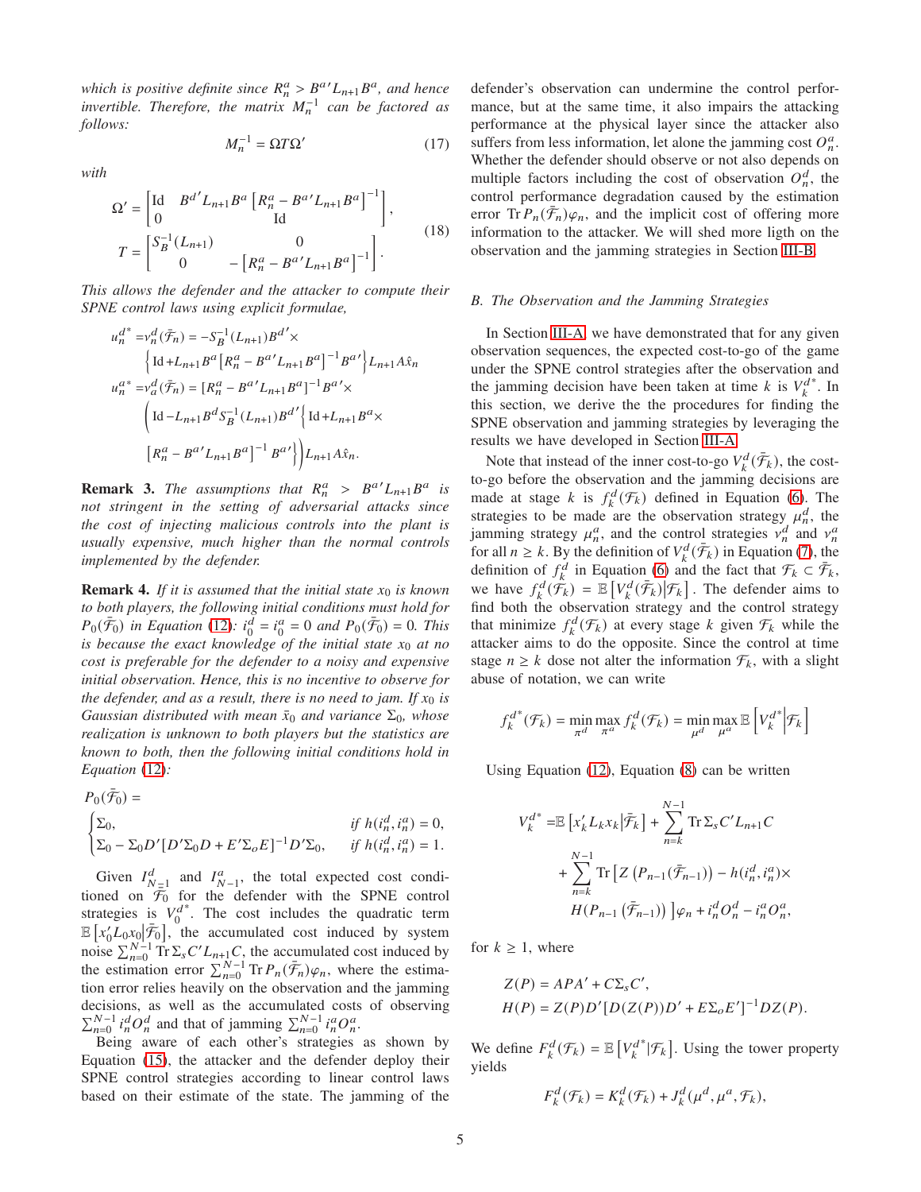*which is positive definite since $R_n^a > B^{a\prime} L_{n+1} B^a$, and hence invertible. Therefore, the matrix $M_n^{-1}$ can be factored as follows:*

$$M_n^{-1} = \Omega T \Omega' \tag{17}$$

*with*

$$\begin{aligned}\Omega' &= \begin{bmatrix} \mathrm{Id} & B^{d\prime} L_{n+1} B^a \left[R_n^a - B^{a\prime} L_{n+1} B^a\right]^{-1} \\ 0 & \mathrm{Id} \end{bmatrix}, \\ T &= \begin{bmatrix} S_B^{-1}(L_{n+1}) & 0 \\ 0 & -\left[R_n^a - B^{a\prime} L_{n+1} B^a\right]^{-1} \end{bmatrix}. \end{aligned} \tag{18}$$

*This allows the defender and the attacker to compute their SPNE control laws using explicit formulae,*

$$\begin{aligned} u_n^{d^*} =& \nu_n^d(\bar{\mathcal{F}}_n) = -S_B^{-1}(L_{n+1}) B^{d\prime} \times \\ & \left\{ \mathrm{Id} + L_{n+1} B^a \left[R_n^a - B^{a\prime} L_{n+1} B^a\right]^{-1} B^{a\prime} \right\} L_{n+1} A \hat{x}_n \\ u_n^{a^*} =& \nu_a^d(\bar{\mathcal{F}}_n) = [R_n^a - B^{a\prime} L_{n+1} B^a]^{-1} B^{a\prime} \times \\ & \Bigg( \mathrm{Id} - L_{n+1} B^d S_B^{-1}(L_{n+1}) B^{d\prime} \Big\{ \mathrm{Id} + L_{n+1} B^a \times \\ & \left[R_n^a - B^{a\prime} L_{n+1} B^a\right]^{-1} B^{a\prime} \Big\} \Bigg) L_{n+1} A \hat{x}_n. \end{aligned}$$

**Remark 3.** *The assumptions that $R_n^a > B^{a\prime} L_{n+1} B^a$ is not stringent in the setting of adversarial attacks since the cost of injecting malicious controls into the plant is usually expensive, much higher than the normal controls implemented by the defender.*

**Remark 4.** *If it is assumed that the initial state $x_0$ is known to both players, the following initial conditions must hold for $P_0(\bar{\mathcal{F}}_0)$ in Equation (12): $i_0^d = i_0^a = 0$ and $P_0(\bar{\mathcal{F}}_0) = 0$. This is because the exact knowledge of the initial state $x_0$ at no cost is preferable for the defender to a noisy and expensive initial observation. Hence, this is no incentive to observe for the defender, and as a result, there is no need to jam. If $x_0$ is Gaussian distributed with mean $\bar{x}_0$ and variance $\Sigma_0$, whose realization is unknown to both players but the statistics are known to both, then the following initial conditions hold in Equation (12):*

$$P_0(\bar{\mathcal{F}}_0) = \begin{cases} \Sigma_0, & \text{if } h(i_n^d, i_n^a) = 0, \\ \Sigma_0 - \Sigma_0 D' [D' \Sigma_0 D + E' \Sigma_o E]^{-1} D' \Sigma_0, & \text{if } h(i_n^d, i_n^a) = 1. \end{cases}$$

Given $I_{N-1}^d$ and $I_{N-1}^a$, the total expected cost conditioned on $\bar{\mathcal{F}}_0$ for the defender with the SPNE control strategies is $V_0^{d^*}$. The cost includes the quadratic term $\mathbb{E}\left[x_0' L_0 x_0 \middle| \bar{\mathcal{F}}_0\right]$, the accumulated cost induced by system noise $\sum_{n=0}^{N-1} \mathrm{Tr}\, \Sigma_s C' L_{n+1} C$, the accumulated cost induced by the estimation error $\sum_{n=0}^{N-1} \mathrm{Tr}\, P_n(\bar{\mathcal{F}}_n)\varphi_n$, where the estimation error relies heavily on the observation and the jamming decisions, as well as the accumulated costs of observing $\sum_{n=0}^{N-1} i_n^d O_n^d$ and that of jamming $\sum_{n=0}^{N-1} i_n^a O_n^a$.

Being aware of each other's strategies as shown by Equation (15), the attacker and the defender deploy their SPNE control strategies according to linear control laws based on their estimate of the state. The jamming of the defender's observation can undermine the control performance, but at the same time, it also impairs the attacking performance at the physical layer since the attacker also suffers from less information, let alone the jamming cost $O_n^a$. Whether the defender should observe or not also depends on multiple factors including the cost of observation $O_n^d$, the control performance degradation caused by the estimation error $\mathrm{Tr}\, P_n(\bar{\mathcal{F}}_n)\varphi_n$, and the implicit cost of offering more information to the attacker. We will shed more ligth on the observation and the jamming strategies in Section III-B.

### B. The Observation and the Jamming Strategies

In Section III-A, we have demonstrated that for any given observation sequences, the expected cost-to-go of the game under the SPNE control strategies after the observation and the jamming decision have been taken at time $k$ is $V_k^{d^*}$. In this section, we derive the the procedures for finding the SPNE observation and jamming strategies by leveraging the results we have developed in Section III-A.

Note that instead of the inner cost-to-go $V_k^d(\bar{\mathcal{F}}_k)$, the cost-to-go before the observation and the jamming decisions are made at stage $k$ is $f_k^d(\mathcal{F}_k)$ defined in Equation (6). The strategies to be made are the observation strategy $\mu_n^d$, the jamming strategy $\mu_n^a$, and the control strategies $\nu_n^d$ and $\nu_n^a$ for all $n \geq k$. By the definition of $V_k^d(\bar{\mathcal{F}}_k)$ in Equation (7), the definition of $f_k^d$ in Equation (6) and the fact that $\mathcal{F}_k \subset \bar{\mathcal{F}}_k$, we have $f_k^d(\mathcal{F}_k) = \mathbb{E}\left[V_k^d(\bar{\mathcal{F}}_k)\middle|\mathcal{F}_k\right]$. The defender aims to find both the observation strategy and the control strategy that minimize $f_k^d(\mathcal{F}_k)$ at every stage $k$ given $\mathcal{F}_k$ while the attacker aims to do the opposite. Since the control at time stage $n \geq k$ dose not alter the information $\mathcal{F}_k$, with a slight abuse of notation, we can write

$$f_k^{d^*}(\mathcal{F}_k) = \min_{\pi^d} \max_{\pi^a} f_k^d(\mathcal{F}_k) = \min_{\mu^d} \max_{\mu^a} \mathbb{E}\left[V_k^{d^*}\middle|\mathcal{F}_k\right]$$

Using Equation (12), Equation (8) can be written

$$\begin{aligned} V_k^{d^*} =& \mathbb{E}\left[x_k' L_k x_k \middle| \bar{\mathcal{F}}_k\right] + \sum_{n=k}^{N-1} \mathrm{Tr}\, \Sigma_s C' L_{n+1} C \\ &+ \sum_{n=k}^{N-1} \mathrm{Tr}\Big[ Z\left(P_{n-1}(\bar{\mathcal{F}}_{n-1})\right) - h(i_n^d, i_n^a) \times \\ & H(P_{n-1}\left(\bar{\mathcal{F}}_{n-1}\right)) \Big] \varphi_n + i_n^d O_n^d - i_n^a O_n^a, \end{aligned}$$

for $k \geq 1$, where

$$\begin{aligned} Z(P) &= APA' + C\Sigma_s C', \\ H(P) &= Z(P) D' [D(Z(P))D' + E\Sigma_o E']^{-1} D Z(P). \end{aligned}$$

We define $F_k^d(\mathcal{F}_k) = \mathbb{E}\left[V_k^{d^*} | \mathcal{F}_k\right]$. Using the tower property yields

$$F_k^d(\mathcal{F}_k) = K_k^d(\mathcal{F}_k) + J_k^d(\mu^d, \mu^a, \mathcal{F}_k),$$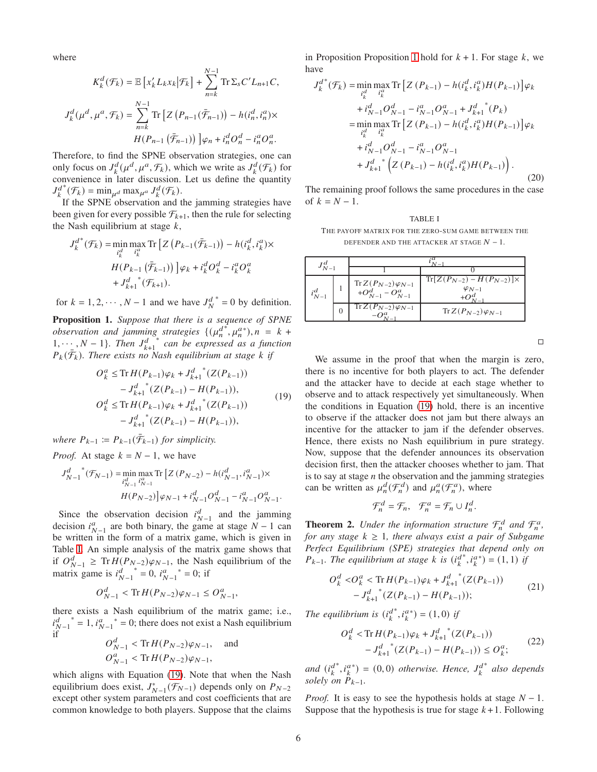where

$$K_k^d(\mathcal{F}_k) = \mathbb{E}\left[x_k' L_k x_k \middle| \mathcal{F}_k\right] + \sum_{n=k}^{N-1} \operatorname{Tr} \Sigma_s C' L_{n+1} C,$$

$$J_k^d(\mu^d, \mu^a, \mathcal{F}_k) = \sum_{n=k}^{N-1} \operatorname{Tr}\left[Z\left(P_{n-1}(\bar{\mathcal{F}}_{n-1})\right) - h(i_n^d, i_n^a) \times H(P_{n-1}\left(\bar{\mathcal{F}}_{n-1}\right))\right] \varphi_n + i_n^d O_n^d - i_n^a O_n^a.$$

Therefore, to find the SPNE observation strategies, one can only focus on $J_k^d(\mu^d, \mu^a, \mathcal{F}_k)$, which we write as $J_k^d(\mathcal{F}_k)$ for convenience in later discussion. Let us define the quantity $J_k^{d^*}(\mathcal{F}_k) = \min_{\mu^d} \max_{\mu^a} J_k^d(\mathcal{F}_k)$.

If the SPNE observation and the jamming strategies have been given for every possible $\mathcal{F}_{k+1}$, then the rule for selecting the Nash equilibrium at stage $k$,

$$J_k^{d^*}(\mathcal{F}_k) = \min_{i_k^d} \max_{i_k^a} \operatorname{Tr}\left[Z\left(P_{k-1}(\bar{\mathcal{F}}_{k-1})\right) - h(i_k^d, i_k^a) \times H(P_{k-1}\left(\bar{\mathcal{F}}_{k-1}\right))\right] \varphi_k + i_k^d O_k^d - i_k^a O_k^a + {J_{k+1}^d}^*(\mathcal{F}_{k+1}).$$

for $k = 1, 2, \cdots, N-1$ and we have ${J_N^d}^* = 0$ by definition.

**Proposition 1.** *Suppose that there is a sequence of SPNE observation and jamming strategies $\{({\mu_n^d}^*, {\mu_n^a}^*), n = k+1, \cdots, N-1\}$. Then ${J_{k+1}^d}^*$ can be expressed as a function $P_k(\bar{\mathcal{F}}_k)$. There exists no Nash equilibrium at stage $k$ if*

$$\begin{aligned} O_k^a &\leq \operatorname{Tr} H(P_{k-1})\varphi_k + {J_{k+1}^d}^*(Z(P_{k-1})) \\ &\quad - {J_{k+1}^d}^*(Z(P_{k-1}) - H(P_{k-1})), \\ O_k^d &\leq \operatorname{Tr} H(P_{k-1})\varphi_k + {J_{k+1}^d}^*(Z(P_{k-1})) \\ &\quad - {J_{k+1}^d}^*(Z(P_{k-1}) - H(P_{k-1})), \end{aligned} \tag{19}$$

*where $P_{k-1} := P_{k-1}(\bar{\mathcal{F}}_{k-1})$ for simplicity.*

*Proof.* At stage $k = N-1$, we have

$$ {J_{N-1}^d}^*(\mathcal{F}_{N-1}) = \min_{i_{N-1}^d} \max_{i_{N-1}^a} \operatorname{Tr}\left[Z\left(P_{N-2}\right) - h(i_{N-1}^d, i_{N-1}^a) \times H(P_{N-2})\right]\varphi_{N-1} + i_{N-1}^d O_{N-1}^d - i_{N-1}^a O_{N-1}^a.$$

Since the observation decision $i_{N-1}^d$ and the jamming decision $i_{N-1}^a$ are both binary, the game at stage $N-1$ can be written in the form of a matrix game, which is given in Table I. An simple analysis of the matrix game shows that if $O_{N-1}^d \geq \operatorname{Tr} H(P_{N-2})\varphi_{N-1}$, the Nash equilibrium of the matrix game is ${i_{N-1}^d}^* = 0$, ${i_{N-1}^a}^* = 0$; if

$$O_{N-1}^d < \operatorname{Tr} H(P_{N-2})\varphi_{N-1} \leq O_{N-1}^a,$$

there exists a Nash equilibrium of the matrix game; i.e., ${i_{N-1}^d}^* = 1, {i_{N-1}^a}^* = 0$; there does not exist a Nash equilibrium if

$$O_{N-1}^d < \operatorname{Tr} H(P_{N-2})\varphi_{N-1}, \quad \text{and}$$
$$O_{N-1}^a < \operatorname{Tr} H(P_{N-2})\varphi_{N-1},$$

which aligns with Equation (19). Note that when the Nash equilibrium does exist, $J_{N-1}^*(\mathcal{F}_{N-1})$ depends only on $P_{N-2}$ except other system parameters and cost coefficients that are common knowledge to both players. Suppose that the claims in Proposition Proposition 1 hold for $k+1$. For stage $k$, we have

$$\begin{aligned} {J_k^d}^*(\mathcal{F}_k) &= \min_{i_k^d} \max_{i_k^a} \operatorname{Tr}\left[Z\left(P_{k-1}\right) - h(i_k^d, i_k^a)H(P_{k-1})\right]\varphi_k \\ &\quad + i_{N-1}^d O_{N-1}^d - i_{N-1}^a O_{N-1}^a + {J_{k+1}^d}^*(P_k) \\ &= \min_{i_k^d} \max_{i_k^a} \operatorname{Tr}\left[Z\left(P_{k-1}\right) - h(i_k^d, i_k^a)H(P_{k-1})\right]\varphi_k \\ &\quad + i_{N-1}^d O_{N-1}^d - i_{N-1}^a O_{N-1}^a \\ &\quad + {J_{k+1}^d}^*\left(Z\left(P_{k-1}\right) - h(i_k^d, i_k^a)H(P_{k-1})\right). \end{aligned} \tag{20}$$

The remaining proof follows the same procedures in the case of $k = N-1$.

TABLE I

THE PAYOFF MATRIX FOR THE ZERO-SUM GAME BETWEEN THE DEFENDER AND THE ATTACKER AT STAGE $N-1$.

| $J_{N-1}^d$ | | $i_{N-1}^a$: 1 | $i_{N-1}^a$: 0 |
|---|---|---|---|
| $i_{N-1}^d$ | 1 | $\operatorname{Tr} Z(P_{N-2})\varphi_{N-1} + O_{N-1}^d - O_{N-1}^a$ | $\operatorname{Tr}[Z(P_{N-2}) - H(P_{N-2})] \times \varphi_{N-1} + O_{N-1}^d$ |
| | 0 | $\operatorname{Tr} Z(P_{N-2})\varphi_{N-1} - O_{N-1}^a$ | $\operatorname{Tr} Z(P_{N-2})\varphi_{N-1}$ |

□

We assume in the proof that when the margin is zero, there is no incentive for both players to act. The defender and the attacker have to decide at each stage whether to observe and to attack respectively yet simultaneously. When the conditions in Equation (19) hold, there is an incentive to observe if the attacker does not jam but there always an incentive for the attacker to jam if the defender observes. Hence, there exists no Nash equilibrium in pure strategy. Now, suppose that the defender announces its observation decision first, then the attacker chooses whether to jam. That is to say at stage $n$ the observation and the jamming strategies can be written as $\mu_n^d(\mathcal{F}_n^d)$ and $\mu_n^a(\mathcal{F}_n^a)$, where

$$\mathcal{F}_n^d = \mathcal{F}_n, \quad \mathcal{F}_n^a = \mathcal{F}_n \cup I_n^d.$$

**Theorem 2.** *Under the information structure $\mathcal{F}_n^d$ and $\mathcal{F}_n^a$, for any stage $k \geq 1$, there always exist a pair of Subgame Perfect Equilibrium (SPE) strategies that depend only on $P_{k-1}$. The equilibrium at stage $k$ is $({i_k^d}^*, {i_k^a}^*) = (1, 1)$ if*

$$\begin{aligned} O_k^d < O_k^a &< \operatorname{Tr} H(P_{k-1})\varphi_k + {J_{k+1}^d}^*(Z(P_{k-1})) \\ &\quad - {J_{k+1}^d}^*(Z(P_{k-1}) - H(P_{k-1})); \end{aligned} \tag{21}$$

*The equilibrium is $({i_k^d}^*, {i_k^a}^*) = (1, 0)$ if*

$$\begin{aligned} O_k^d &< \operatorname{Tr} H(P_{k-1})\varphi_k + {J_{k+1}^d}^*(Z(P_{k-1})) \\ &\quad - {J_{k+1}^d}^*(Z(P_{k-1}) - H(P_{k-1})) \leq O_k^a; \end{aligned} \tag{22}$$

*and $({i_k^d}^*, {i_k^a}^*) = (0, 0)$ otherwise. Hence, ${J_k^d}^*$ also depends solely on $P_{k-1}$.*

*Proof.* It is easy to see the hypothesis holds at stage $N-1$. Suppose that the hypothesis is true for stage $k+1$. Following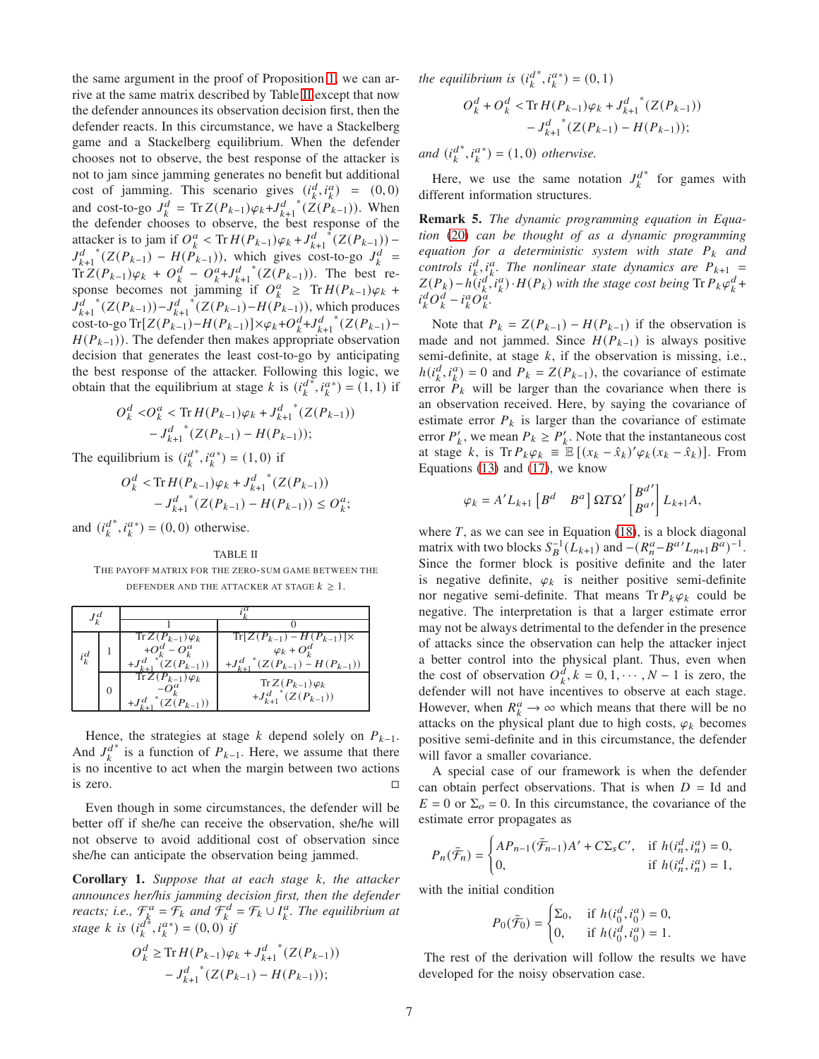the same argument in the proof of Proposition 1, we can arrive at the same matrix described by Table II except that now the defender announces its observation decision first, then the defender reacts. In this circumstance, we have a Stackelberg game and a Stackelberg equilibrium. When the defender chooses not to observe, the best response of the attacker is not to jam since jamming generates no benefit but additional cost of jamming. This scenario gives $(i_k^d, i_k^a) = (0,0)$ and cost-to-go $J_k^d = \operatorname{Tr} Z(P_{k-1})\varphi_k + {J_{k+1}^d}^*(Z(P_{k-1}))$. When the defender chooses to observe, the best response of the attacker is to jam if $O_k^a < \operatorname{Tr} H(P_{k-1})\varphi_k + {J_{k+1}^d}^*(Z(P_{k-1})) - {J_{k+1}^d}^*(Z(P_{k-1}) - H(P_{k-1}))$, which gives cost-to-go $J_k^d = \operatorname{Tr} Z(P_{k-1})\varphi_k + O_k^d - O_k^a + {J_{k+1}^d}^*(Z(P_{k-1}))$. The best response becomes not jamming if $O_k^a \geq \operatorname{Tr} H(P_{k-1})\varphi_k + {J_{k+1}^d}^*(Z(P_{k-1})) - {J_{k+1}^d}^*(Z(P_{k-1}) - H(P_{k-1}))$, which produces cost-to-go $\operatorname{Tr}[Z(P_{k-1}) - H(P_{k-1})] \times \varphi_k + O_k^d + {J_{k+1}^d}^*(Z(P_{k-1}) - H(P_{k-1}))$. The defender then makes appropriate observation decision that generates the least cost-to-go by anticipating the best response of the attacker. Following this logic, we obtain that the equilibrium at stage $k$ is $({i_k^d}^*, {i_k^a}^*) = (1,1)$ if

$$
\begin{aligned}
O_k^d < O_k^a < &\operatorname{Tr} H(P_{k-1})\varphi_k + {J_{k+1}^d}^*(Z(P_{k-1})) \\
&- {J_{k+1}^d}^*(Z(P_{k-1}) - H(P_{k-1}));
\end{aligned}
$$

The equilibrium is $({i_k^d}^*, {i_k^a}^*) = (1,0)$ if

$$
\begin{aligned}
O_k^d < &\operatorname{Tr} H(P_{k-1})\varphi_k + {J_{k+1}^d}^*(Z(P_{k-1})) \\
&- {J_{k+1}^d}^*(Z(P_{k-1}) - H(P_{k-1})) \leq O_k^a;
\end{aligned}
$$

and $({i_k^d}^*, {i_k^a}^*) = (0,0)$ otherwise.

TABLE II

THE PAYOFF MATRIX FOR THE ZERO-SUM GAME BETWEEN THE DEFENDER AND THE ATTACKER AT STAGE $k \geq 1$.

| $J_k^d$ | | $i_k^a = 1$ | $i_k^a = 0$ |
|---|---|---|---|
| $i_k^d$ | 1 | $\operatorname{Tr} Z(P_{k-1})\varphi_k + O_k^d - O_k^a + {J_{k+1}^d}^*(Z(P_{k-1}))$ | $\operatorname{Tr}[Z(P_{k-1}) - H(P_{k-1})] \times \varphi_k + O_k^d + {J_{k+1}^d}^*(Z(P_{k-1}) - H(P_{k-1}))$ |
| | 0 | $\operatorname{Tr} Z(P_{k-1})\varphi_k - O_k^a + {J_{k+1}^d}^*(Z(P_{k-1}))$ | $\operatorname{Tr} Z(P_{k-1})\varphi_k + {J_{k+1}^d}^*(Z(P_{k-1}))$ |

Hence, the strategies at stage $k$ depend solely on $P_{k-1}$. And ${J_k^d}^*$ is a function of $P_{k-1}$. Here, we assume that there is no incentive to act when the margin between two actions is zero. □

Even though in some circumstances, the defender will be better off if she/he can receive the observation, she/he will not observe to avoid additional cost of observation since she/he can anticipate the observation being jammed.

**Corollary 1.** *Suppose that at each stage $k$, the attacker announces her/his jamming decision first, then the defender reacts; i.e., $\mathcal{F}_k^a = \mathcal{F}_k$ and $\mathcal{F}_k^d = \mathcal{F}_k \cup I_k^a$. The equilibrium at stage $k$ is $({i_k^d}^*, {i_k^a}^*) = (0,0)$ if*

$$
\begin{aligned}
O_k^d \geq &\operatorname{Tr} H(P_{k-1})\varphi_k + {J_{k+1}^d}^*(Z(P_{k-1})) \\
&- {J_{k+1}^d}^*(Z(P_{k-1}) - H(P_{k-1}));
\end{aligned}
$$

*the equilibrium is $({i_k^d}^*, {i_k^a}^*) = (0,1)$*

$$
\begin{aligned}
O_k^d + O_k^d < &\operatorname{Tr} H(P_{k-1})\varphi_k + {J_{k+1}^d}^*(Z(P_{k-1})) \\
&- {J_{k+1}^d}^*(Z(P_{k-1}) - H(P_{k-1}));
\end{aligned}
$$

*and $({i_k^d}^*, {i_k^a}^*) = (1,0)$ otherwise.*

Here, we use the same notation ${J_k^d}^*$ for games with different information structures.

**Remark 5.** *The dynamic programming equation in Equation (20) can be thought of as a dynamic programming equation for a deterministic system with state $P_k$ and controls $i_k^d, i_k^a$. The nonlinear state dynamics are $P_{k+1} = Z(P_k) - h(i_k^d, i_k^a) \cdot H(P_k)$ with the stage cost being $\operatorname{Tr} P_k \varphi_k^d + i_k^d O_k^d - i_k^a O_k^a$.*

Note that $P_k = Z(P_{k-1}) - H(P_{k-1})$ if the observation is made and not jammed. Since $H(P_{k-1})$ is always positive semi-definite, at stage $k$, if the observation is missing, i.e., $h(i_k^d, i_k^a) = 0$ and $P_k = Z(P_{k-1})$, the covariance of estimate error $P_k$ will be larger than the covariance when there is an observation received. Here, by saying the covariance of estimate error $P_k$ is larger than the covariance of estimate error $P_k'$, we mean $P_k \geq P_k'$. Note that the instantaneous cost at stage $k$, is $\operatorname{Tr} P_k \varphi_k \equiv \mathbb{E}[(x_k - \hat{x}_k)' \varphi_k (x_k - \hat{x}_k)]$. From Equations (13) and (17), we know

$$
\varphi_k = A' L_{k+1} \begin{bmatrix} B^d & B^a \end{bmatrix} \Omega T \Omega' \begin{bmatrix} B^{d\prime} \\ B^{a\prime} \end{bmatrix} L_{k+1} A,
$$

where $T$, as we can see in Equation (18), is a block diagonal matrix with two blocks $S_B^{-1}(L_{k+1})$ and $-(R_n^a - B^{a\prime} L_{n+1} B^a)^{-1}$. Since the former block is positive definite and the later is negative definite, $\varphi_k$ is neither positive semi-definite nor negative semi-definite. That means $\operatorname{Tr} P_k \varphi_k$ could be negative. The interpretation is that a larger estimate error may not be always detrimental to the defender in the presence of attacks since the observation can help the attacker inject a better control into the physical plant. Thus, even when the cost of observation $O_k^d, k = 0, 1, \cdots, N-1$ is zero, the defender will not have incentives to observe at each stage. However, when $R_k^a \to \infty$ which means that there will be no attacks on the physical plant due to high costs, $\varphi_k$ becomes positive semi-definite and in this circumstance, the defender will favor a smaller covariance.

A special case of our framework is when the defender can obtain perfect observations. That is when $D = \text{Id}$ and $E = 0$ or $\Sigma_o = 0$. In this circumstance, the covariance of the estimate error propagates as

$$
P_n(\bar{\mathcal{F}}_n) = \begin{cases} A P_{n-1}(\bar{\mathcal{F}}_{n-1}) A' + C \Sigma_s C', & \text{if } h(i_n^d, i_n^a) = 0, \\ 0, & \text{if } h(i_n^d, i_n^a) = 1, \end{cases}
$$

with the initial condition

$$
P_0(\bar{\mathcal{F}}_0) = \begin{cases} \Sigma_0, & \text{if } h(i_0^d, i_0^a) = 0, \\ 0, & \text{if } h(i_0^d, i_0^a) = 1. \end{cases}
$$

The rest of the derivation will follow the results we have developed for the noisy observation case.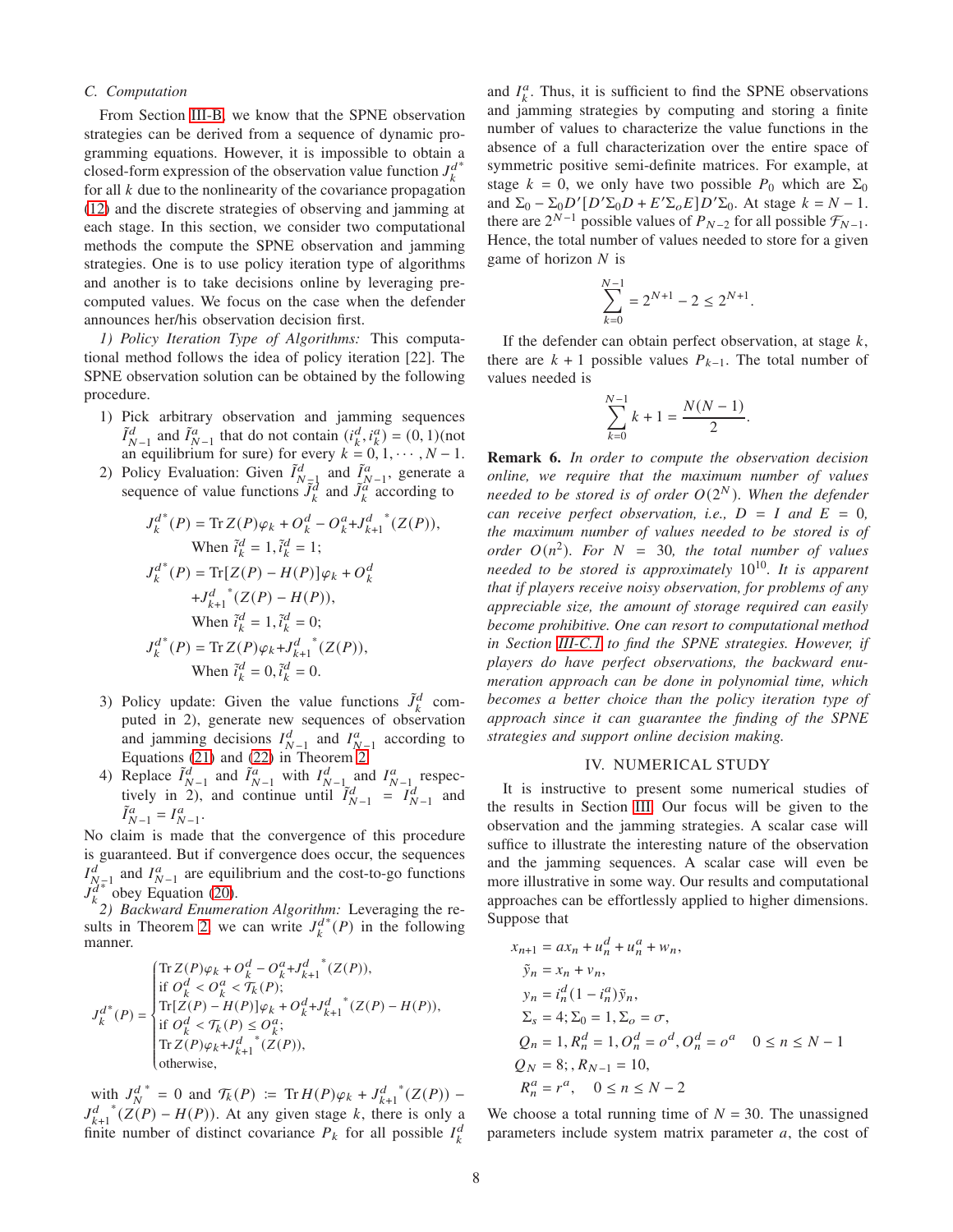### C. Computation

From Section III-B, we know that the SPNE observation strategies can be derived from a sequence of dynamic programming equations. However, it is impossible to obtain a closed-form expression of the observation value function $J_k^{d^*}$ for all $k$ due to the nonlinearity of the covariance propagation (12) and the discrete strategies of observing and jamming at each stage. In this section, we consider two computational methods the compute the SPNE observation and jamming strategies. One is to use policy iteration type of algorithms and another is to take decisions online by leveraging precomputed values. We focus on the case when the defender announces her/his observation decision first.

*1) Policy Iteration Type of Algorithms:* This computational method follows the idea of policy iteration [22]. The SPNE observation solution can be obtained by the following procedure.

1) Pick arbitrary observation and jamming sequences $\tilde{I}_{N-1}^d$ and $\tilde{I}_{N-1}^a$ that do not contain $(i_k^d, i_k^a) = (0,1)$(not an equilibrium for sure) for every $k = 0, 1, \cdots, N-1$.
2) Policy Evaluation: Given $\tilde{I}_{N-1}^d$ and $\tilde{I}_{N-1}^a$, generate a sequence of value functions $\tilde{J}_k^d$ and $\tilde{J}_k^a$ according to

$$
\begin{aligned}
J_k^{d^*}(P) &= \operatorname{Tr} Z(P)\varphi_k + O_k^d - O_k^a + {J_{k+1}^d}^*(Z(P)), \\
&\quad \text{When } \tilde{i}_k^d = 1, \tilde{i}_k^d = 1; \\
J_k^{d^*}(P) &= \operatorname{Tr}[Z(P) - H(P)]\varphi_k + O_k^d \\
&\quad + {J_{k+1}^d}^*(Z(P) - H(P)), \\
&\quad \text{When } \tilde{i}_k^d = 1, \tilde{i}_k^d = 0; \\
J_k^{d^*}(P) &= \operatorname{Tr} Z(P)\varphi_k + {J_{k+1}^d}^*(Z(P)), \\
&\quad \text{When } \tilde{i}_k^d = 0, \tilde{i}_k^d = 0.
\end{aligned}
$$

3) Policy update: Given the value functions $\tilde{J}_k^d$ computed in 2), generate new sequences of observation and jamming decisions $I_{N-1}^d$ and $I_{N-1}^a$ according to Equations (21) and (22) in Theorem 2.
4) Replace $\tilde{I}_{N-1}^d$ and $\tilde{I}_{N-1}^a$ with $I_{N-1}^d$ and $I_{N-1}^a$ respectively in 2), and continue until $\tilde{I}_{N-1}^d = I_{N-1}^d$ and $\tilde{I}_{N-1}^a = I_{N-1}^a$.

No claim is made that the convergence of this procedure is guaranteed. But if convergence does occur, the sequences $I_{N-1}^d$ and $I_{N-1}^a$ are equilibrium and the cost-to-go functions $J_k^{d^*}$ obey Equation (20).

*2) Backward Enumeration Algorithm:* Leveraging the results in Theorem 2, we can write $J_k^{d^*}(P)$ in the following manner.

$$
J_k^{d^*}(P) = \begin{cases}
\operatorname{Tr} Z(P)\varphi_k + O_k^d - O_k^a + {J_{k+1}^d}^*(Z(P)), \\
\text{if } O_k^d < O_k^a < \mathcal{T}_k(P); \\
\operatorname{Tr}[Z(P) - H(P)]\varphi_k + O_k^d + {J_{k+1}^d}^*(Z(P) - H(P)), \\
\text{if } O_k^d < \mathcal{T}_k(P) \le O_k^a; \\
\operatorname{Tr} Z(P)\varphi_k + {J_{k+1}^d}^*(Z(P)), \\
\text{otherwise,}
\end{cases}
$$

with ${J_N^d}^* = 0$ and $\mathcal{T}_k(P) := \operatorname{Tr} H(P)\varphi_k + {J_{k+1}^d}^*(Z(P)) - {J_{k+1}^d}^*(Z(P) - H(P))$. At any given stage $k$, there is only a finite number of distinct covariance $P_k$ for all possible $I_k^d$ and $I_k^a$. Thus, it is sufficient to find the SPNE observations and jamming strategies by computing and storing a finite number of values to characterize the value functions in the absence of a full characterization over the entire space of symmetric positive semi-definite matrices. For example, at stage $k = 0$, we only have two possible $P_0$ which are $\Sigma_0$ and $\Sigma_0 - \Sigma_0 D'[D'\Sigma_0 D + E'\Sigma_o E]D'\Sigma_0$. At stage $k = N-1$. there are $2^{N-1}$ possible values of $P_{N-2}$ for all possible $\mathcal{F}_{N-1}$. Hence, the total number of values needed to store for a given game of horizon $N$ is

$$
\sum_{k=0}^{N-1} = 2^{N+1} - 2 \le 2^{N+1}.
$$

If the defender can obtain perfect observation, at stage $k$, there are $k+1$ possible values $P_{k-1}$. The total number of values needed is

$$
\sum_{k=0}^{N-1} k + 1 = \frac{N(N-1)}{2}.
$$

**Remark 6.** *In order to compute the observation decision online, we require that the maximum number of values needed to be stored is of order $O(2^N)$. When the defender can receive perfect observation, i.e., $D = I$ and $E = 0$, the maximum number of values needed to be stored is of order $O(n^2)$. For $N = 30$, the total number of values needed to be stored is approximately $10^{10}$. It is apparent that if players receive noisy observation, for problems of any appreciable size, the amount of storage required can easily become prohibitive. One can resort to computational method in Section III-C.1 to find the SPNE strategies. However, if players do have perfect observations, the backward enumeration approach can be done in polynomial time, which becomes a better choice than the policy iteration type of approach since it can guarantee the finding of the SPNE strategies and support online decision making.*

## IV. Numerical Study

It is instructive to present some numerical studies of the results in Section III. Our focus will be given to the observation and the jamming strategies. A scalar case will suffice to illustrate the interesting nature of the observation and the jamming sequences. A scalar case will even be more illustrative in some way. Our results and computational approaches can be effortlessly applied to higher dimensions. Suppose that

$$
\begin{aligned}
x_{n+1} &= a x_n + u_n^d + u_n^a + w_n, \\
\tilde{y}_n &= x_n + v_n, \\
y_n &= i_n^d (1 - i_n^a) \tilde{y}_n, \\
\Sigma_s &= 4; \Sigma_0 = 1, \Sigma_o = \sigma, \\
Q_n &= 1, R_n^d = 1, O_n^d = o^d, O_n^d = o^a \quad 0 \le n \le N-1 \\
Q_N &= 8; , R_{N-1} = 10, \\
R_n^a &= r^a, \quad 0 \le n \le N-2
\end{aligned}
$$

We choose a total running time of $N = 30$. The unassigned parameters include system matrix parameter $a$, the cost of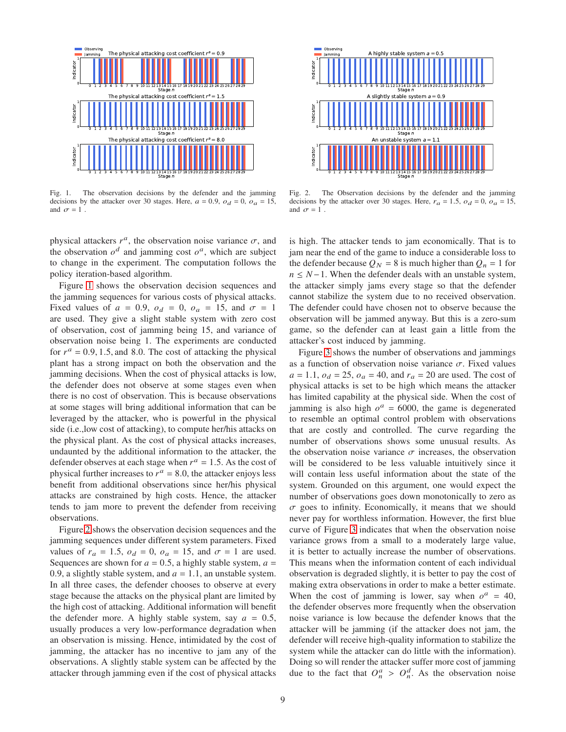Fig. 1. The observation decisions by the defender and the jamming decisions by the attacker over 30 stages. Here, $a = 0.9$, $o_d = 0$, $o_a = 15$, and $\sigma = 1$ .

Fig. 2. The Observation decisions by the defender and the jamming decisions by the attacker over 30 stages. Here, $r_a = 1.5$, $o_d = 0$, $o_a = 15$, and $\sigma = 1$ .

physical attackers $r^a$, the observation noise variance $\sigma$, and the observation $o^d$ and jamming cost $o^a$, which are subject to change in the experiment. The computation follows the policy iteration-based algorithm.

Figure 1 shows the observation decision sequences and the jamming sequences for various costs of physical attacks. Fixed values of $a = 0.9$, $o_d = 0$, $o_a = 15$, and $\sigma = 1$ are used. They give a slight stable system with zero cost of observation, cost of jamming being 15, and variance of observation noise being 1. The experiments are conducted for $r^a = 0.9, 1.5,$ and $8.0$. The cost of attacking the physical plant has a strong impact on both the observation and the jamming decisions. When the cost of physical attacks is low, the defender does not observe at some stages even when there is no cost of observation. This is because observations at some stages will bring additional information that can be leveraged by the attacker, who is powerful in the physical side (i.e.,low cost of attacking), to compute her/his attacks on the physical plant. As the cost of physical attacks increases, undaunted by the additional information to the attacker, the defender observes at each stage when $r^a = 1.5$. As the cost of physical further increases to $r^a = 8.0$, the attacker enjoys less benefit from additional observations since her/his physical attacks are constrained by high costs. Hence, the attacker tends to jam more to prevent the defender from receiving observations.

Figure 2 shows the observation decision sequences and the jamming sequences under different system parameters. Fixed values of $r_a = 1.5$, $o_d = 0$, $o_a = 15$, and $\sigma = 1$ are used. Sequences are shown for $a = 0.5$, a highly stable system, $a = 0.9$, a slightly stable system, and $a = 1.1$, an unstable system. In all three cases, the defender chooses to observe at every stage because the attacks on the physical plant are limited by the high cost of attacking. Additional information will benefit the defender more. A highly stable system, say $a = 0.5$, usually produces a very low-performance degradation when an observation is missing. Hence, intimidated by the cost of jamming, the attacker has no incentive to jam any of the observations. A slightly stable system can be affected by the attacker through jamming even if the cost of physical attacks is high. The attacker tends to jam economically. That is to jam near the end of the game to induce a considerable loss to the defender because $Q_N = 8$ is much higher than $Q_n = 1$ for $n \leq N-1$. When the defender deals with an unstable system, the attacker simply jams every stage so that the defender cannot stabilize the system due to no received observation. The defender could have chosen not to observe because the observation will be jammed anyway. But this is a zero-sum game, so the defender can at least gain a little from the attacker's cost induced by jamming.

Figure 3 shows the number of observations and jammings as a function of observation noise variance $\sigma$. Fixed values $a = 1.1$, $o_d = 25$, $o_a = 40$, and $r_a = 20$ are used. The cost of physical attacks is set to be high which means the attacker has limited capability at the physical side. When the cost of jamming is also high $o^a = 6000$, the game is degenerated to resemble an optimal control problem with observations that are costly and controlled. The curve regarding the number of observations shows some unusual results. As the observation noise variance $\sigma$ increases, the observation will be considered to be less valuable intuitively since it will contain less useful information about the state of the system. Grounded on this argument, one would expect the number of observations goes down monotonically to zero as $\sigma$ goes to infinity. Economically, it means that we should never pay for worthless information. However, the first blue curve of Figure 3 indicates that when the observation noise variance grows from a small to a moderately large value, it is better to actually increase the number of observations. This means when the information content of each individual observation is degraded slightly, it is better to pay the cost of making extra observations in order to make a better estimate. When the cost of jamming is lower, say when $o^a = 40$, the defender observes more frequently when the observation noise variance is low because the defender knows that the attacker will be jamming (if the attacker does not jam, the defender will receive high-quality information to stabilize the system while the attacker can do little with the information). Doing so will render the attacker suffer more cost of jamming due to the fact that $O^a_n > O^d_n$. As the observation noise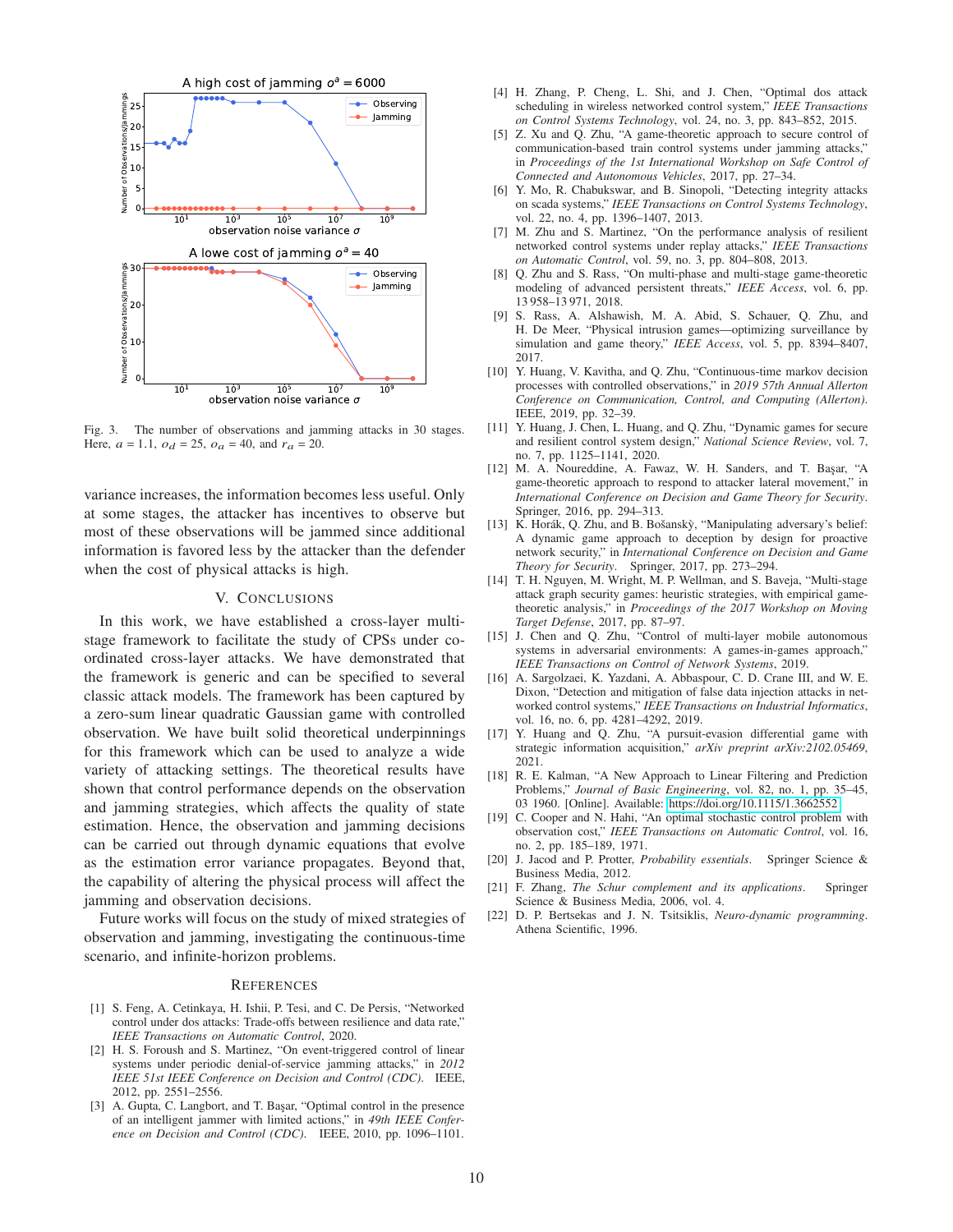A high cost of jamming $o^a = 6000$

Number of Observations/Jammings

observation noise variance $\sigma$

Observing
Jamming

A lowe cost of jamming $o^a = 40$

Number of Observations/Jammings

observation noise variance $\sigma$

Observing
Jamming

Fig. 3. The number of observations and jamming attacks in 30 stages. Here, $a = 1.1$, $o_d = 25$, $o_a = 40$, and $r_a = 20$.

variance increases, the information becomes less useful. Only at some stages, the attacker has incentives to observe but most of these observations will be jammed since additional information is favored less by the attacker than the defender when the cost of physical attacks is high.

## V. Conclusions

In this work, we have established a cross-layer multi-stage framework to facilitate the study of CPSs under coordinated cross-layer attacks. We have demonstrated that the framework is generic and can be specified to several classic attack models. The framework has been captured by a zero-sum linear quadratic Gaussian game with controlled observation. We have built solid theoretical underpinnings for this framework which can be used to analyze a wide variety of attacking settings. The theoretical results have shown that control performance depends on the observation and jamming strategies, which affects the quality of state estimation. Hence, the observation and jamming decisions can be carried out through dynamic equations that evolve as the estimation error variance propagates. Beyond that, the capability of altering the physical process will affect the jamming and observation decisions.

Future works will focus on the study of mixed strategies of observation and jamming, investigating the continuous-time scenario, and infinite-horizon problems.

## References

[1] S. Feng, A. Cetinkaya, H. Ishii, P. Tesi, and C. De Persis, "Networked control under dos attacks: Trade-offs between resilience and data rate," *IEEE Transactions on Automatic Control*, 2020.

[2] H. S. Foroush and S. Martinez, "On event-triggered control of linear systems under periodic denial-of-service jamming attacks," in *2012 IEEE 51st IEEE Conference on Decision and Control (CDC)*. IEEE, 2012, pp. 2551–2556.

[3] A. Gupta, C. Langbort, and T. Başar, "Optimal control in the presence of an intelligent jammer with limited actions," in *49th IEEE Conference on Decision and Control (CDC)*. IEEE, 2010, pp. 1096–1101.

[4] H. Zhang, P. Cheng, L. Shi, and J. Chen, "Optimal dos attack scheduling in wireless networked control system," *IEEE Transactions on Control Systems Technology*, vol. 24, no. 3, pp. 843–852, 2015.

[5] Z. Xu and Q. Zhu, "A game-theoretic approach to secure control of communication-based train control systems under jamming attacks," in *Proceedings of the 1st International Workshop on Safe Control of Connected and Autonomous Vehicles*, 2017, pp. 27–34.

[6] Y. Mo, R. Chabukswar, and B. Sinopoli, "Detecting integrity attacks on scada systems," *IEEE Transactions on Control Systems Technology*, vol. 22, no. 4, pp. 1396–1407, 2013.

[7] M. Zhu and S. Martinez, "On the performance analysis of resilient networked control systems under replay attacks," *IEEE Transactions on Automatic Control*, vol. 59, no. 3, pp. 804–808, 2013.

[8] Q. Zhu and S. Rass, "On multi-phase and multi-stage game-theoretic modeling of advanced persistent threats," *IEEE Access*, vol. 6, pp. 13 958–13 971, 2018.

[9] S. Rass, A. Alshawish, M. A. Abid, S. Schauer, Q. Zhu, and H. De Meer, "Physical intrusion games—optimizing surveillance by simulation and game theory," *IEEE Access*, vol. 5, pp. 8394–8407, 2017.

[10] Y. Huang, V. Kavitha, and Q. Zhu, "Continuous-time markov decision processes with controlled observations," in *2019 57th Annual Allerton Conference on Communication, Control, and Computing (Allerton)*. IEEE, 2019, pp. 32–39.

[11] Y. Huang, J. Chen, L. Huang, and Q. Zhu, "Dynamic games for secure and resilient control system design," *National Science Review*, vol. 7, no. 7, pp. 1125–1141, 2020.

[12] M. A. Noureddine, A. Fawaz, W. H. Sanders, and T. Başar, "A game-theoretic approach to respond to attacker lateral movement," in *International Conference on Decision and Game Theory for Security*. Springer, 2016, pp. 294–313.

[13] K. Horák, Q. Zhu, and B. Bošanskỳ, "Manipulating adversary's belief: A dynamic game approach to deception by design for proactive network security," in *International Conference on Decision and Game Theory for Security*. Springer, 2017, pp. 273–294.

[14] T. H. Nguyen, M. Wright, M. P. Wellman, and S. Baveja, "Multi-stage attack graph security games: heuristic strategies, with empirical game-theoretic analysis," in *Proceedings of the 2017 Workshop on Moving Target Defense*, 2017, pp. 87–97.

[15] J. Chen and Q. Zhu, "Control of multi-layer mobile autonomous systems in adversarial environments: A games-in-games approach," *IEEE Transactions on Control of Network Systems*, 2019.

[16] A. Sargolzaei, K. Yazdani, A. Abbaspour, C. D. Crane III, and W. E. Dixon, "Detection and mitigation of false data injection attacks in networked control systems," *IEEE Transactions on Industrial Informatics*, vol. 16, no. 6, pp. 4281–4292, 2019.

[17] Y. Huang and Q. Zhu, "A pursuit-evasion differential game with strategic information acquisition," *arXiv preprint arXiv:2102.05469*, 2021.

[18] R. E. Kalman, "A New Approach to Linear Filtering and Prediction Problems," *Journal of Basic Engineering*, vol. 82, no. 1, pp. 35–45, 03 1960. [Online]. Available: https://doi.org/10.1115/1.3662552

[19] C. Cooper and N. Hahi, "An optimal stochastic control problem with observation cost," *IEEE Transactions on Automatic Control*, vol. 16, no. 2, pp. 185–189, 1971.

[20] J. Jacod and P. Protter, *Probability essentials*. Springer Science & Business Media, 2012.

[21] F. Zhang, *The Schur complement and its applications*. Springer Science & Business Media, 2006, vol. 4.

[22] D. P. Bertsekas and J. N. Tsitsiklis, *Neuro-dynamic programming*. Athena Scientific, 1996.